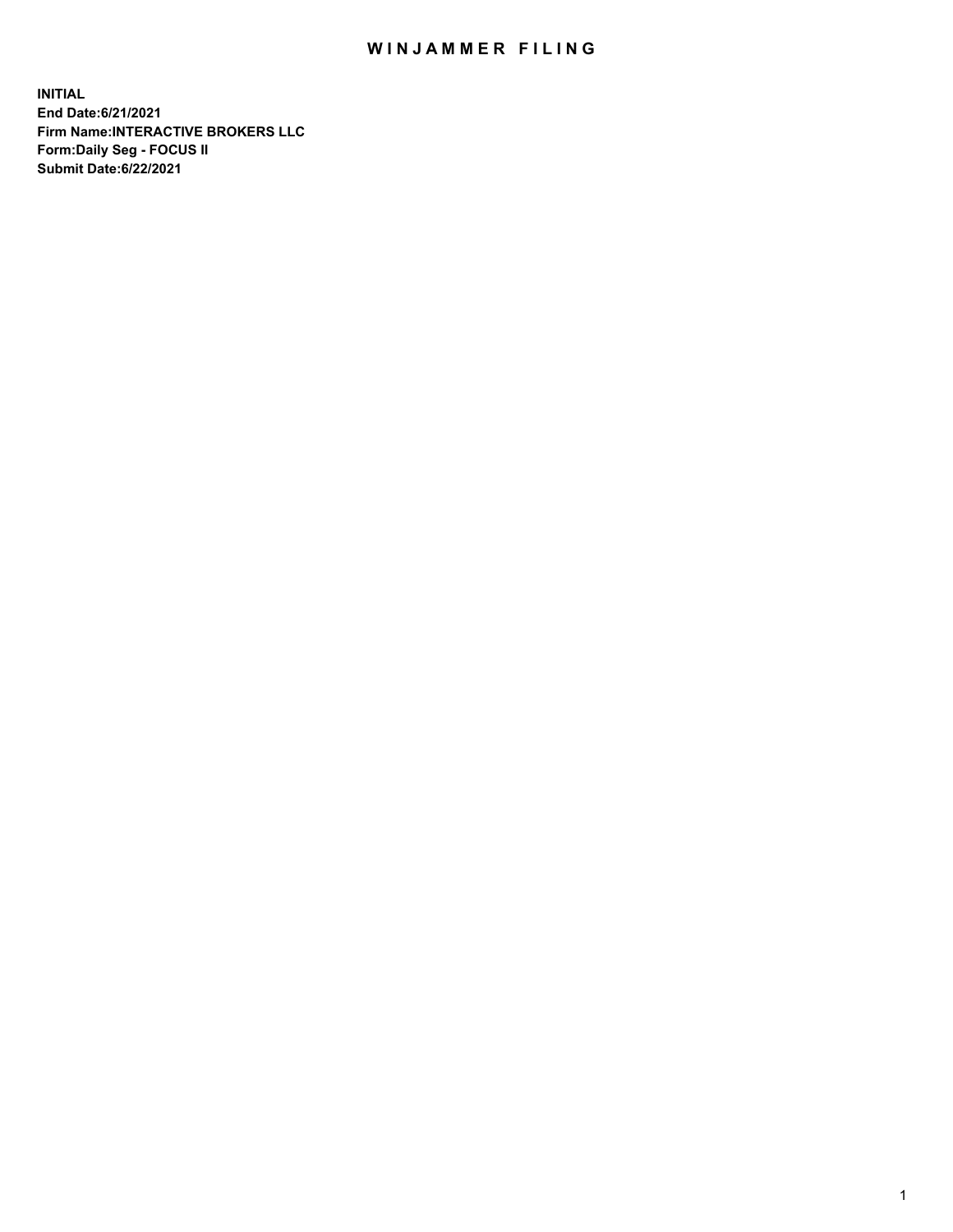# WINJAMMER FILING

**INITIAL**
**End Date:6/21/2021**
**Firm Name:INTERACTIVE BROKERS LLC**
**Form:Daily Seg - FOCUS II**
**Submit Date:6/22/2021**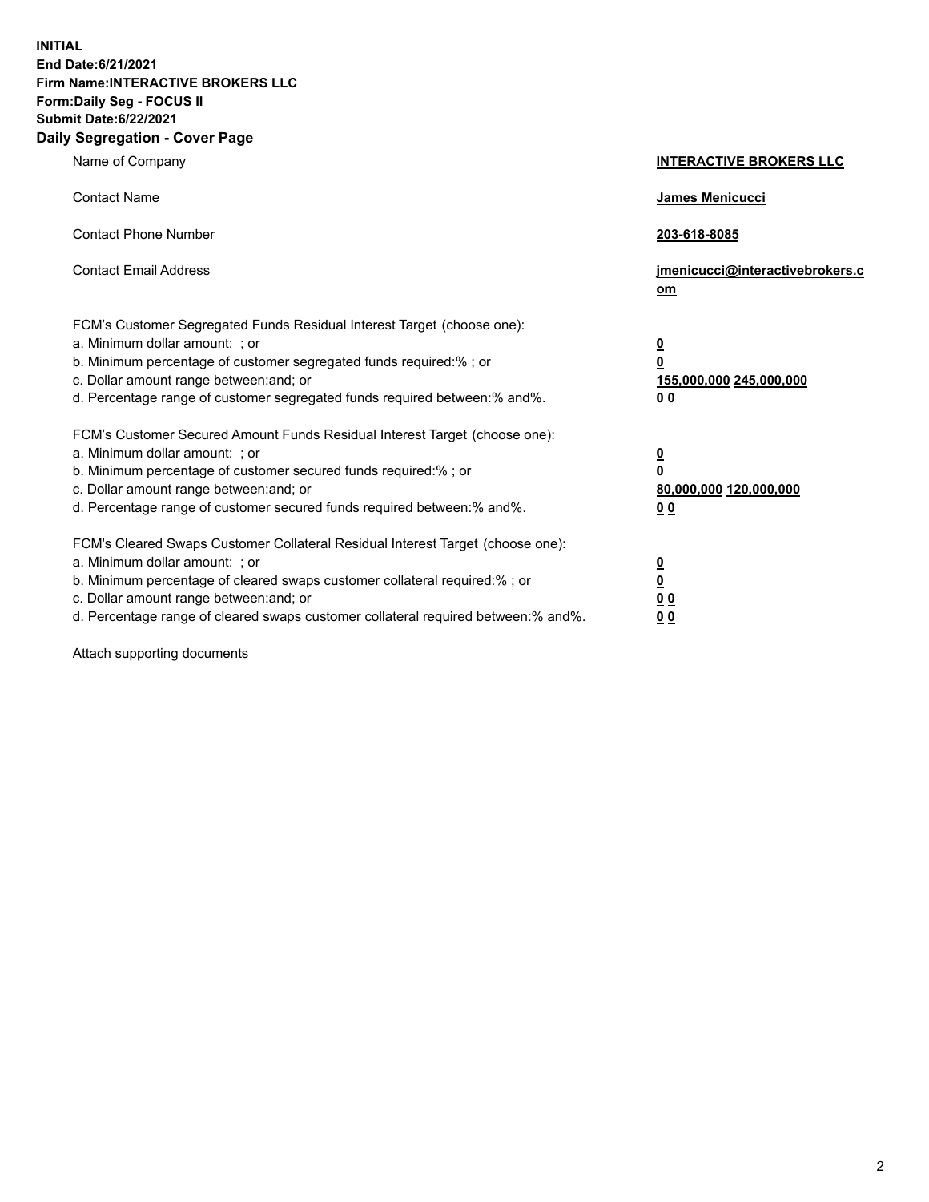**INITIAL**
**End Date:6/21/2021**
**Firm Name:INTERACTIVE BROKERS LLC**
**Form:Daily Seg - FOCUS II**
**Submit Date:6/22/2021**

## Daily Segregation - Cover Page

| | |
|---|---|
| Name of Company | **INTERACTIVE BROKERS LLC** |
| Contact Name | **James Menicucci** |
| Contact Phone Number | **203-618-8085** |
| Contact Email Address | **jmenicucci@interactivebrokers.com** |

FCM's Customer Segregated Funds Residual Interest Target (choose one):

| | |
|---|---|
| a. Minimum dollar amount: ; or | **0** |
| b. Minimum percentage of customer segregated funds required:% ; or | **0** |
| c. Dollar amount range between:and; or | **155,000,000 245,000,000** |
| d. Percentage range of customer segregated funds required between:% and%. | **0 0** |

FCM's Customer Secured Amount Funds Residual Interest Target (choose one):

| | |
|---|---|
| a. Minimum dollar amount: ; or | **0** |
| b. Minimum percentage of customer secured funds required:% ; or | **0** |
| c. Dollar amount range between:and; or | **80,000,000 120,000,000** |
| d. Percentage range of customer secured funds required between:% and%. | **0 0** |

FCM's Cleared Swaps Customer Collateral Residual Interest Target (choose one):

| | |
|---|---|
| a. Minimum dollar amount: ; or | **0** |
| b. Minimum percentage of cleared swaps customer collateral required:% ; or | **0** |
| c. Dollar amount range between:and; or | **0 0** |
| d. Percentage range of cleared swaps customer collateral required between:% and%. | **0 0** |

Attach supporting documents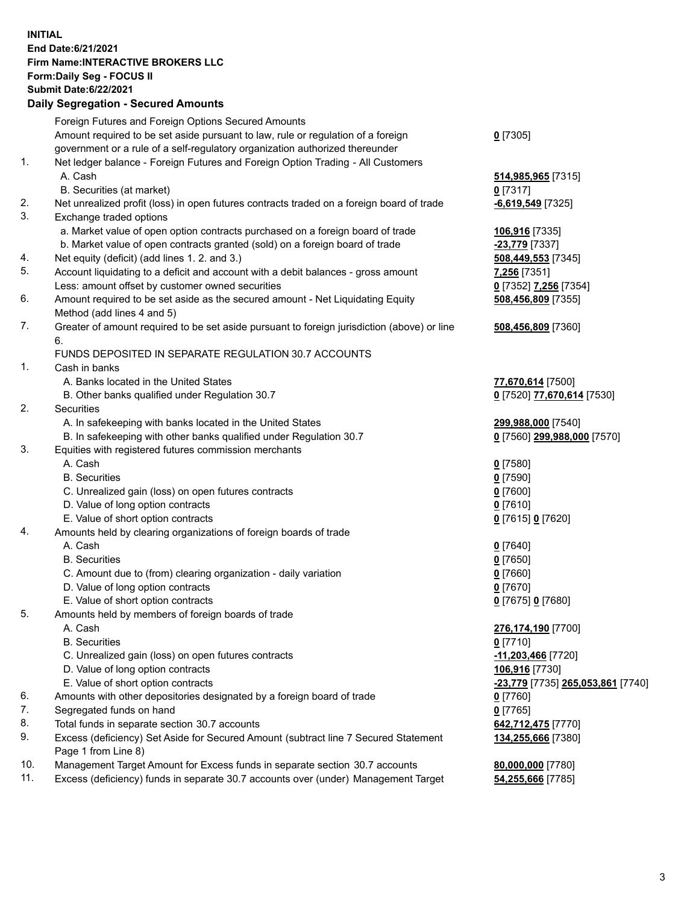**INITIAL**
**End Date:6/21/2021**
**Firm Name:INTERACTIVE BROKERS LLC**
**Form:Daily Seg - FOCUS II**
**Submit Date:6/22/2021**

## Daily Segregation - Secured Amounts

| | | |
|---|---|---|
| | Foreign Futures and Foreign Options Secured Amounts | |
| | Amount required to be set aside pursuant to law, rule or regulation of a foreign government or a rule of a self-regulatory organization authorized thereunder | **0** [7305] |
| 1. | Net ledger balance - Foreign Futures and Foreign Option Trading - All Customers | |
| | A. Cash | **514,985,965** [7315] |
| | B. Securities (at market) | **0** [7317] |
| 2. | Net unrealized profit (loss) in open futures contracts traded on a foreign board of trade | **-6,619,549** [7325] |
| 3. | Exchange traded options | |
| | a. Market value of open option contracts purchased on a foreign board of trade | **106,916** [7335] |
| | b. Market value of open contracts granted (sold) on a foreign board of trade | **-23,779** [7337] |
| 4. | Net equity (deficit) (add lines 1. 2. and 3.) | **508,449,553** [7345] |
| 5. | Account liquidating to a deficit and account with a debit balances - gross amount | **7,256** [7351] |
| | Less: amount offset by customer owned securities | **0** [7352] **7,256** [7354] |
| 6. | Amount required to be set aside as the secured amount - Net Liquidating Equity Method (add lines 4 and 5) | **508,456,809** [7355] |
| 7. | Greater of amount required to be set aside pursuant to foreign jurisdiction (above) or line 6. | **508,456,809** [7360] |
| | FUNDS DEPOSITED IN SEPARATE REGULATION 30.7 ACCOUNTS | |
| 1. | Cash in banks | |
| | A. Banks located in the United States | **77,670,614** [7500] |
| | B. Other banks qualified under Regulation 30.7 | **0** [7520] **77,670,614** [7530] |
| 2. | Securities | |
| | A. In safekeeping with banks located in the United States | **299,988,000** [7540] |
| | B. In safekeeping with other banks qualified under Regulation 30.7 | **0** [7560] **299,988,000** [7570] |
| 3. | Equities with registered futures commission merchants | |
| | A. Cash | **0** [7580] |
| | B. Securities | **0** [7590] |
| | C. Unrealized gain (loss) on open futures contracts | **0** [7600] |
| | D. Value of long option contracts | **0** [7610] |
| | E. Value of short option contracts | **0** [7615] **0** [7620] |
| 4. | Amounts held by clearing organizations of foreign boards of trade | |
| | A. Cash | **0** [7640] |
| | B. Securities | **0** [7650] |
| | C. Amount due to (from) clearing organization - daily variation | **0** [7660] |
| | D. Value of long option contracts | **0** [7670] |
| | E. Value of short option contracts | **0** [7675] **0** [7680] |
| 5. | Amounts held by members of foreign boards of trade | |
| | A. Cash | **276,174,190** [7700] |
| | B. Securities | **0** [7710] |
| | C. Unrealized gain (loss) on open futures contracts | **-11,203,466** [7720] |
| | D. Value of long option contracts | **106,916** [7730] |
| | E. Value of short option contracts | **-23,779** [7735] **265,053,861** [7740] |
| 6. | Amounts with other depositories designated by a foreign board of trade | **0** [7760] |
| 7. | Segregated funds on hand | **0** [7765] |
| 8. | Total funds in separate section 30.7 accounts | **642,712,475** [7770] |
| 9. | Excess (deficiency) Set Aside for Secured Amount (subtract line 7 Secured Statement Page 1 from Line 8) | **134,255,666** [7380] |
| 10. | Management Target Amount for Excess funds in separate section 30.7 accounts | **80,000,000** [7780] |
| 11. | Excess (deficiency) funds in separate 30.7 accounts over (under) Management Target | **54,255,666** [7785] |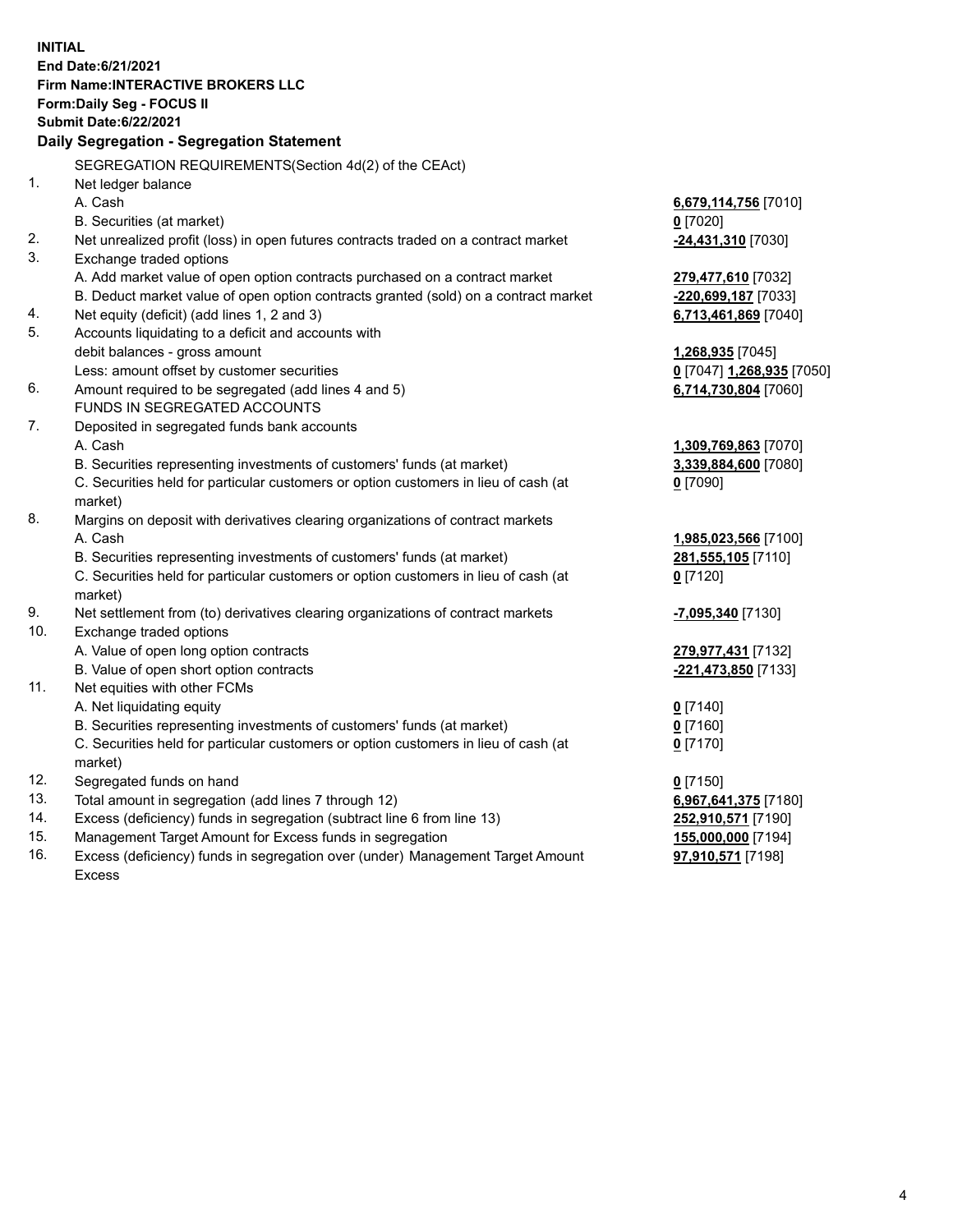**INITIAL**
**End Date:6/21/2021**
**Firm Name:INTERACTIVE BROKERS LLC**
**Form:Daily Seg - FOCUS II**
**Submit Date:6/22/2021**

**Daily Segregation - Segregation Statement**

| | | |
|---|---|---|
| | SEGREGATION REQUIREMENTS(Section 4d(2) of the CEAct) | |
| 1. | Net ledger balance | |
| | A. Cash | **6,679,114,756** [7010] |
| | B. Securities (at market) | **0** [7020] |
| 2. | Net unrealized profit (loss) in open futures contracts traded on a contract market | **-24,431,310** [7030] |
| 3. | Exchange traded options | |
| | A. Add market value of open option contracts purchased on a contract market | **279,477,610** [7032] |
| | B. Deduct market value of open option contracts granted (sold) on a contract market | **-220,699,187** [7033] |
| 4. | Net equity (deficit) (add lines 1, 2 and 3) | **6,713,461,869** [7040] |
| 5. | Accounts liquidating to a deficit and accounts with | |
| | debit balances - gross amount | **1,268,935** [7045] |
| | Less: amount offset by customer securities | **0** [7047] **1,268,935** [7050] |
| 6. | Amount required to be segregated (add lines 4 and 5) | **6,714,730,804** [7060] |
| | FUNDS IN SEGREGATED ACCOUNTS | |
| 7. | Deposited in segregated funds bank accounts | |
| | A. Cash | **1,309,769,863** [7070] |
| | B. Securities representing investments of customers' funds (at market) | **3,339,884,600** [7080] |
| | C. Securities held for particular customers or option customers in lieu of cash (at market) | **0** [7090] |
| 8. | Margins on deposit with derivatives clearing organizations of contract markets | |
| | A. Cash | **1,985,023,566** [7100] |
| | B. Securities representing investments of customers' funds (at market) | **281,555,105** [7110] |
| | C. Securities held for particular customers or option customers in lieu of cash (at market) | **0** [7120] |
| 9. | Net settlement from (to) derivatives clearing organizations of contract markets | **-7,095,340** [7130] |
| 10. | Exchange traded options | |
| | A. Value of open long option contracts | **279,977,431** [7132] |
| | B. Value of open short option contracts | **-221,473,850** [7133] |
| 11. | Net equities with other FCMs | |
| | A. Net liquidating equity | **0** [7140] |
| | B. Securities representing investments of customers' funds (at market) | **0** [7160] |
| | C. Securities held for particular customers or option customers in lieu of cash (at market) | **0** [7170] |
| 12. | Segregated funds on hand | **0** [7150] |
| 13. | Total amount in segregation (add lines 7 through 12) | **6,967,641,375** [7180] |
| 14. | Excess (deficiency) funds in segregation (subtract line 6 from line 13) | **252,910,571** [7190] |
| 15. | Management Target Amount for Excess funds in segregation | **155,000,000** [7194] |
| 16. | Excess (deficiency) funds in segregation over (under) Management Target Amount Excess | **97,910,571** [7198] |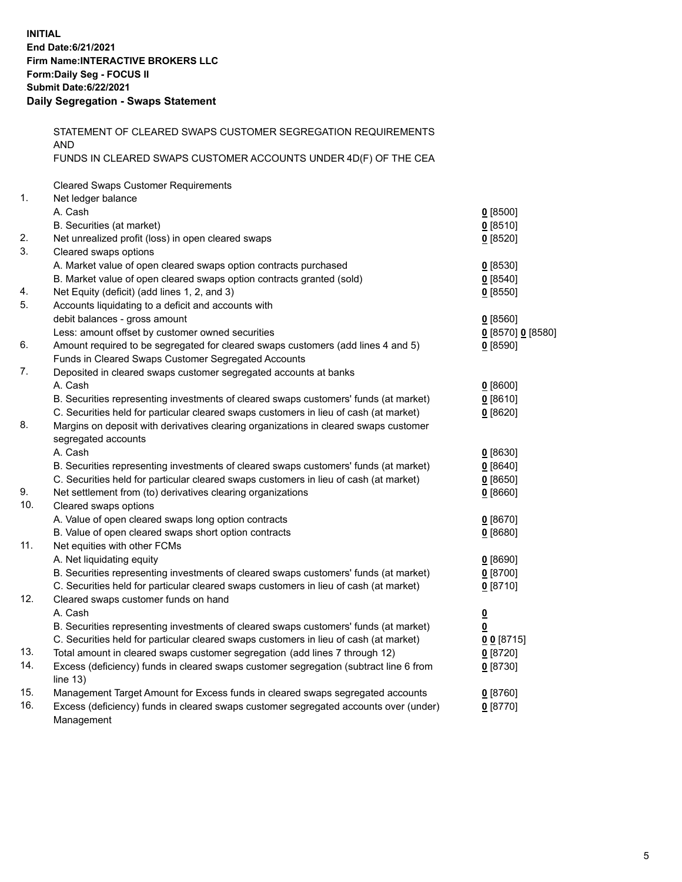**INITIAL**
**End Date:6/21/2021**
**Firm Name:INTERACTIVE BROKERS LLC**
**Form:Daily Seg - FOCUS II**
**Submit Date:6/22/2021**
**Daily Segregation - Swaps Statement**

STATEMENT OF CLEARED SWAPS CUSTOMER SEGREGATION REQUIREMENTS AND
FUNDS IN CLEARED SWAPS CUSTOMER ACCOUNTS UNDER 4D(F) OF THE CEA

| | | |
|---|---|---|
| | Cleared Swaps Customer Requirements | |
| 1. | Net ledger balance | |
| | A. Cash | 0 [8500] |
| | B. Securities (at market) | 0 [8510] |
| 2. | Net unrealized profit (loss) in open cleared swaps | 0 [8520] |
| 3. | Cleared swaps options | |
| | A. Market value of open cleared swaps option contracts purchased | 0 [8530] |
| | B. Market value of open cleared swaps option contracts granted (sold) | 0 [8540] |
| 4. | Net Equity (deficit) (add lines 1, 2, and 3) | 0 [8550] |
| 5. | Accounts liquidating to a deficit and accounts with | |
| | debit balances - gross amount | 0 [8560] |
| | Less: amount offset by customer owned securities | 0 [8570] 0 [8580] |
| 6. | Amount required to be segregated for cleared swaps customers (add lines 4 and 5) | 0 [8590] |
| | Funds in Cleared Swaps Customer Segregated Accounts | |
| 7. | Deposited in cleared swaps customer segregated accounts at banks | |
| | A. Cash | 0 [8600] |
| | B. Securities representing investments of cleared swaps customers' funds (at market) | 0 [8610] |
| | C. Securities held for particular cleared swaps customers in lieu of cash (at market) | 0 [8620] |
| 8. | Margins on deposit with derivatives clearing organizations in cleared swaps customer segregated accounts | |
| | A. Cash | 0 [8630] |
| | B. Securities representing investments of cleared swaps customers' funds (at market) | 0 [8640] |
| | C. Securities held for particular cleared swaps customers in lieu of cash (at market) | 0 [8650] |
| 9. | Net settlement from (to) derivatives clearing organizations | 0 [8660] |
| 10. | Cleared swaps options | |
| | A. Value of open cleared swaps long option contracts | 0 [8670] |
| | B. Value of open cleared swaps short option contracts | 0 [8680] |
| 11. | Net equities with other FCMs | |
| | A. Net liquidating equity | 0 [8690] |
| | B. Securities representing investments of cleared swaps customers' funds (at market) | 0 [8700] |
| | C. Securities held for particular cleared swaps customers in lieu of cash (at market) | 0 [8710] |
| 12. | Cleared swaps customer funds on hand | |
| | A. Cash | 0 |
| | B. Securities representing investments of cleared swaps customers' funds (at market) | 0 |
| | C. Securities held for particular cleared swaps customers in lieu of cash (at market) | 0 0 [8715] |
| 13. | Total amount in cleared swaps customer segregation (add lines 7 through 12) | 0 [8720] |
| 14. | Excess (deficiency) funds in cleared swaps customer segregation (subtract line 6 from line 13) | 0 [8730] |
| 15. | Management Target Amount for Excess funds in cleared swaps segregated accounts | 0 [8760] |
| 16. | Excess (deficiency) funds in cleared swaps customer segregated accounts over (under) Management | 0 [8770] |